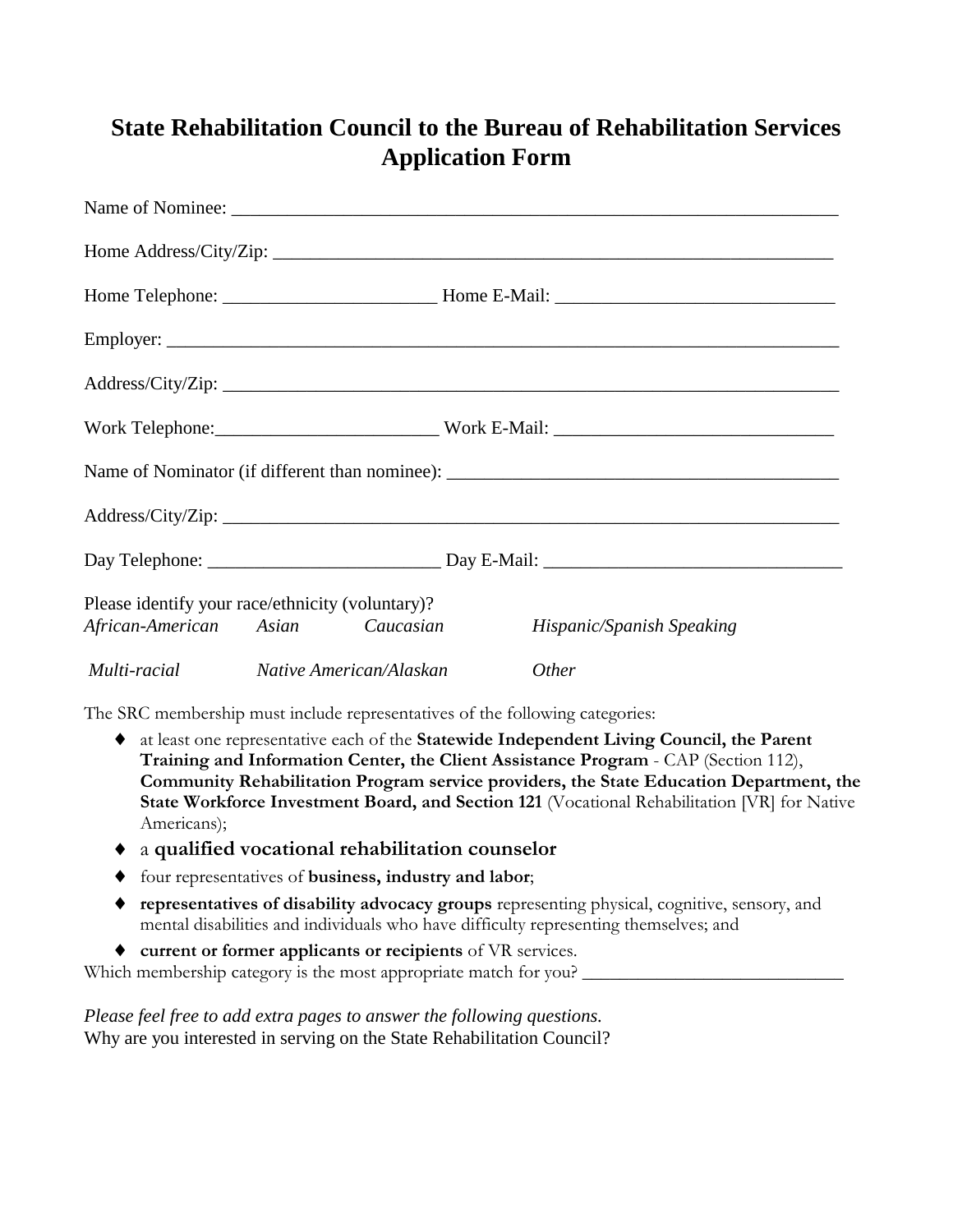# State Rehabilitation Council to the Bureau of Rehabilitation Services Application Form

Name of Nominee: ___________________________________________________________________

Home Address/City/Zip: ______________________________________________________________

Home Telephone: _______________________ Home E-Mail: _____________________________

Employer: __________________________________________________________________________

Address/City/Zip: _____________________________________________________________________

Work Telephone:________________________ Work E-Mail: _____________________________

Name of Nominator (if different than nominee): __________________________________________

Address/City/Zip: _____________________________________________________________________

Day Telephone: _________________________ Day E-Mail: _______________________________

Please identify your race/ethnicity (voluntary)?

*African-American* *Asian* *Caucasian* *Hispanic/Spanish Speaking*

*Multi-racial* *Native American/Alaskan* *Other*

The SRC membership must include representatives of the following categories:

- at least one representative each of the **Statewide Independent Living Council, the Parent Training and Information Center, the Client Assistance Program** - CAP (Section 112), **Community Rehabilitation Program service providers, the State Education Department, the State Workforce Investment Board, and Section 121** (Vocational Rehabilitation [VR] for Native Americans);
- a **qualified vocational rehabilitation counselor**
- four representatives of **business, industry and labor**;
- **representatives of disability advocacy groups** representing physical, cognitive, sensory, and mental disabilities and individuals who have difficulty representing themselves; and
- **current or former applicants or recipients** of VR services.

Which membership category is the most appropriate match for you? ____________________________

*Please feel free to add extra pages to answer the following questions.*

Why are you interested in serving on the State Rehabilitation Council?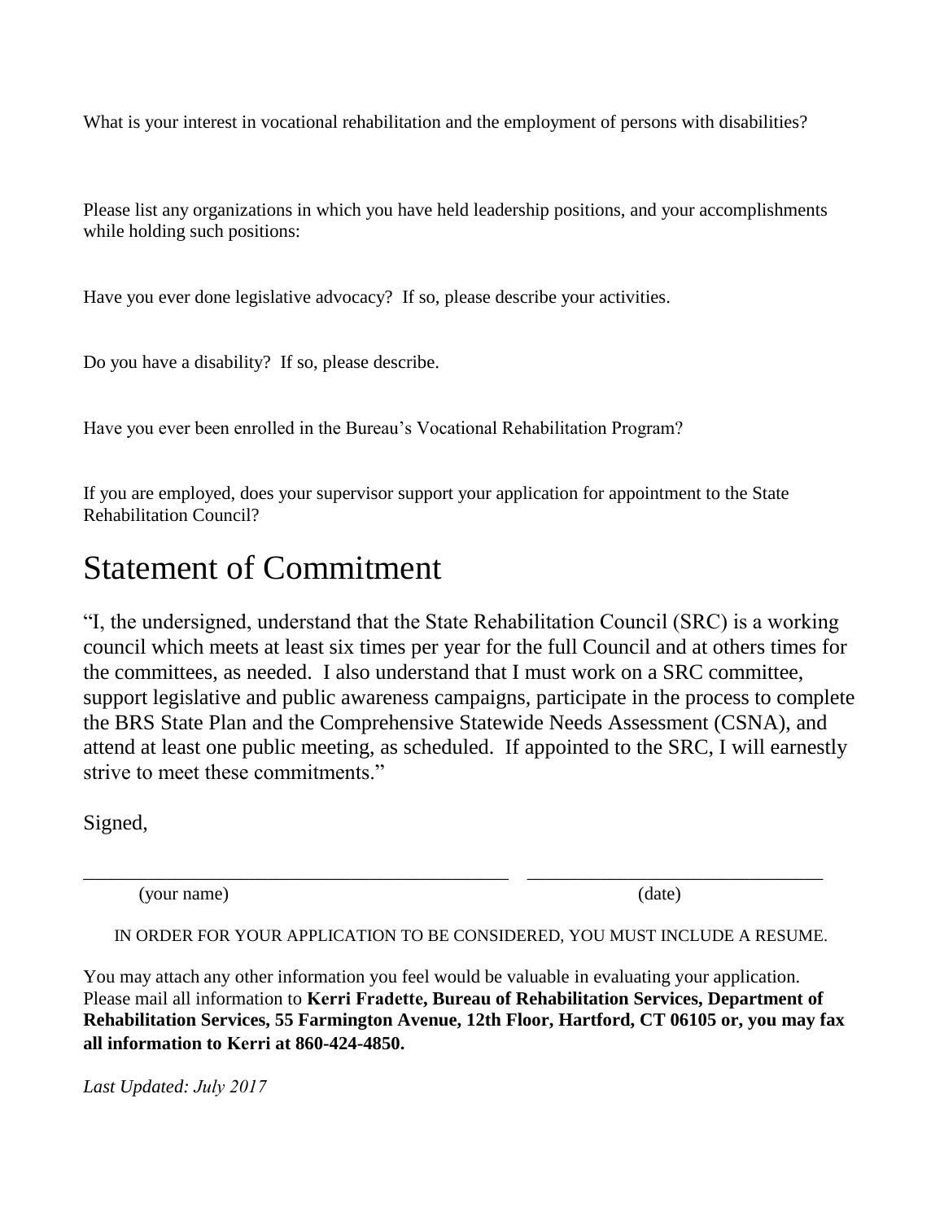What is your interest in vocational rehabilitation and the employment of persons with disabilities?

Please list any organizations in which you have held leadership positions, and your accomplishments while holding such positions:

Have you ever done legislative advocacy? If so, please describe your activities.

Do you have a disability? If so, please describe.

Have you ever been enrolled in the Bureau's Vocational Rehabilitation Program?

If you are employed, does your supervisor support your application for appointment to the State Rehabilitation Council?

# Statement of Commitment

"I, the undersigned, understand that the State Rehabilitation Council (SRC) is a working council which meets at least six times per year for the full Council and at others times for the committees, as needed. I also understand that I must work on a SRC committee, support legislative and public awareness campaigns, participate in the process to complete the BRS State Plan and the Comprehensive Statewide Needs Assessment (CSNA), and attend at least one public meeting, as scheduled. If appointed to the SRC, I will earnestly strive to meet these commitments."

Signed,

_____________________________________________ ______________________________
(your name) (date)

IN ORDER FOR YOUR APPLICATION TO BE CONSIDERED, YOU MUST INCLUDE A RESUME.

You may attach any other information you feel would be valuable in evaluating your application. Please mail all information to **Kerri Fradette, Bureau of Rehabilitation Services, Department of Rehabilitation Services, 55 Farmington Avenue, 12th Floor, Hartford, CT 06105 or, you may fax all information to Kerri at 860-424-4850.**

*Last Updated: July 2017*